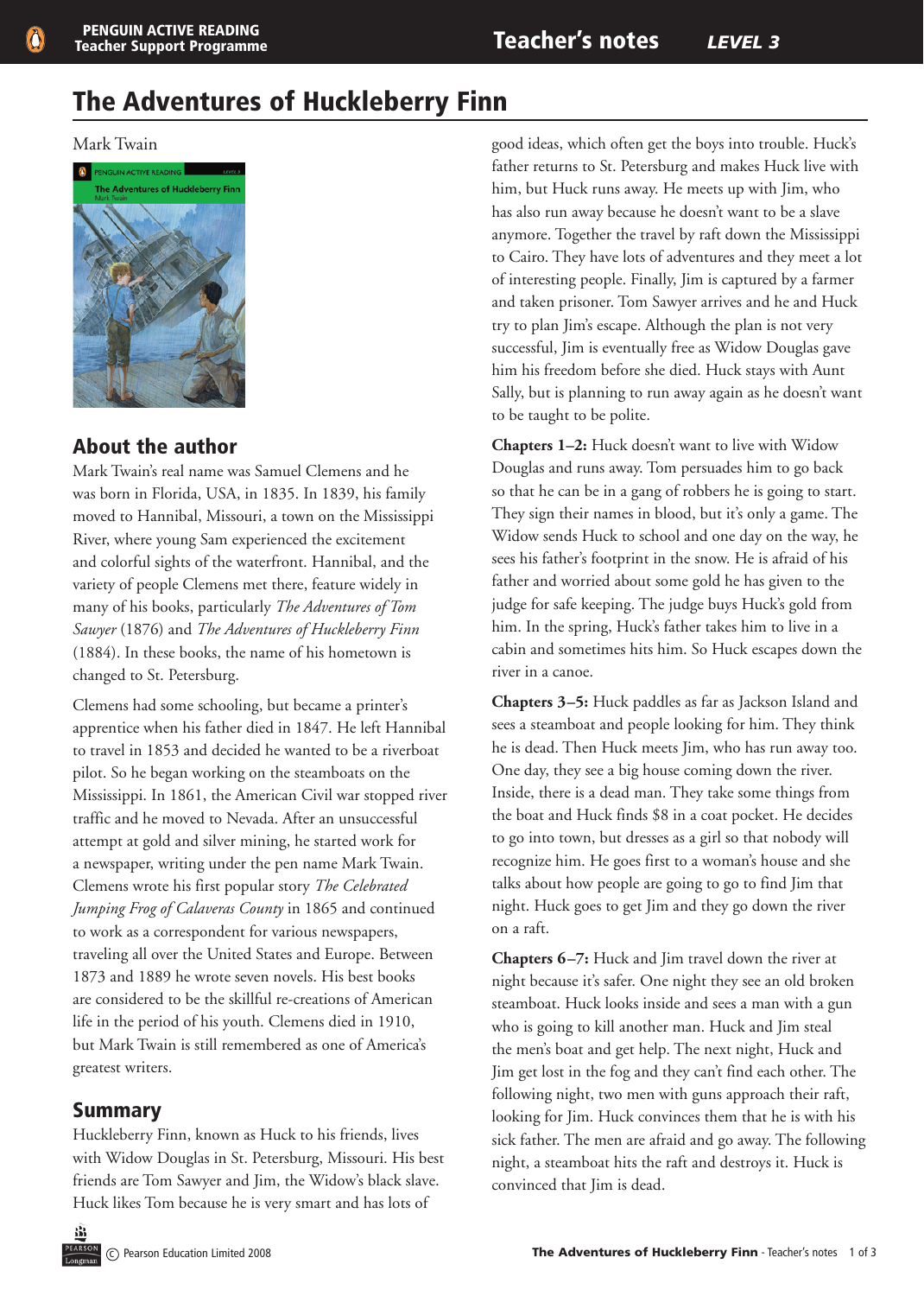# The Adventures of Huckleberry Finn

Mark Twain

## About the author

Mark Twain's real name was Samuel Clemens and he was born in Florida, USA, in 1835. In 1839, his family moved to Hannibal, Missouri, a town on the Mississippi River, where young Sam experienced the excitement and colorful sights of the waterfront. Hannibal, and the variety of people Clemens met there, feature widely in many of his books, particularly *The Adventures of Tom Sawyer* (1876) and *The Adventures of Huckleberry Finn* (1884). In these books, the name of his hometown is changed to St. Petersburg.

Clemens had some schooling, but became a printer's apprentice when his father died in 1847. He left Hannibal to travel in 1853 and decided he wanted to be a riverboat pilot. So he began working on the steamboats on the Mississippi. In 1861, the American Civil war stopped river traffic and he moved to Nevada. After an unsuccessful attempt at gold and silver mining, he started work for a newspaper, writing under the pen name Mark Twain. Clemens wrote his first popular story *The Celebrated Jumping Frog of Calaveras County* in 1865 and continued to work as a correspondent for various newspapers, traveling all over the United States and Europe. Between 1873 and 1889 he wrote seven novels. His best books are considered to be the skillful re-creations of American life in the period of his youth. Clemens died in 1910, but Mark Twain is still remembered as one of America's greatest writers.

## Summary

Huckleberry Finn, known as Huck to his friends, lives with Widow Douglas in St. Petersburg, Missouri. His best friends are Tom Sawyer and Jim, the Widow's black slave. Huck likes Tom because he is very smart and has lots of good ideas, which often get the boys into trouble. Huck's father returns to St. Petersburg and makes Huck live with him, but Huck runs away. He meets up with Jim, who has also run away because he doesn't want to be a slave anymore. Together the travel by raft down the Mississippi to Cairo. They have lots of adventures and they meet a lot of interesting people. Finally, Jim is captured by a farmer and taken prisoner. Tom Sawyer arrives and he and Huck try to plan Jim's escape. Although the plan is not very successful, Jim is eventually free as Widow Douglas gave him his freedom before she died. Huck stays with Aunt Sally, but is planning to run away again as he doesn't want to be taught to be polite.

**Chapters 1–2:** Huck doesn't want to live with Widow Douglas and runs away. Tom persuades him to go back so that he can be in a gang of robbers he is going to start. They sign their names in blood, but it's only a game. The Widow sends Huck to school and one day on the way, he sees his father's footprint in the snow. He is afraid of his father and worried about some gold he has given to the judge for safe keeping. The judge buys Huck's gold from him. In the spring, Huck's father takes him to live in a cabin and sometimes hits him. So Huck escapes down the river in a canoe.

**Chapters 3–5:** Huck paddles as far as Jackson Island and sees a steamboat and people looking for him. They think he is dead. Then Huck meets Jim, who has run away too. One day, they see a big house coming down the river. Inside, there is a dead man. They take some things from the boat and Huck finds $8 in a coat pocket. He decides to go into town, but dresses as a girl so that nobody will recognize him. He goes first to a woman's house and she talks about how people are going to go to find Jim that night. Huck goes to get Jim and they go down the river on a raft.

**Chapters 6–7:** Huck and Jim travel down the river at night because it's safer. One night they see an old broken steamboat. Huck looks inside and sees a man with a gun who is going to kill another man. Huck and Jim steal the men's boat and get help. The next night, Huck and Jim get lost in the fog and they can't find each other. The following night, two men with guns approach their raft, looking for Jim. Huck convinces them that he is with his sick father. The men are afraid and go away. The following night, a steamboat hits the raft and destroys it. Huck is convinced that Jim is dead.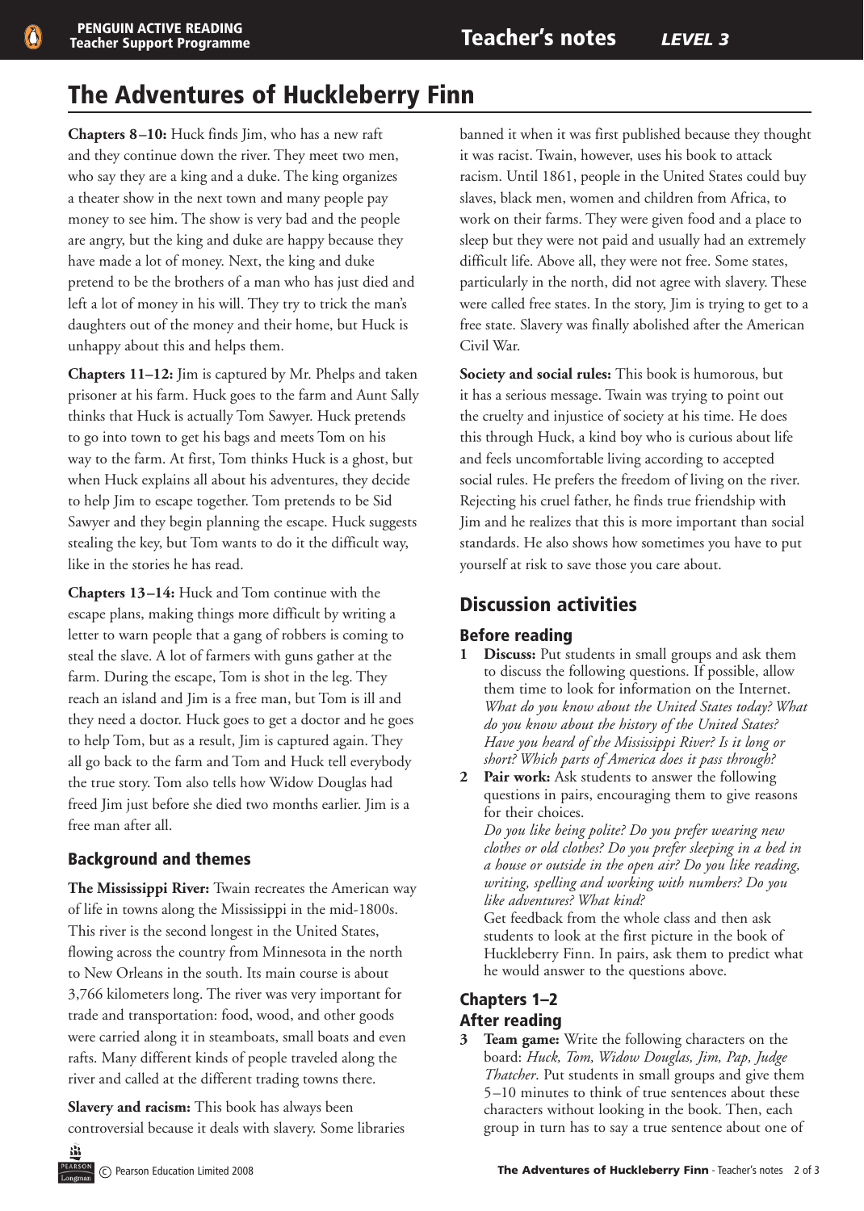# The Adventures of Huckleberry Finn

**Chapters 8–10:** Huck finds Jim, who has a new raft and they continue down the river. They meet two men, who say they are a king and a duke. The king organizes a theater show in the next town and many people pay money to see him. The show is very bad and the people are angry, but the king and duke are happy because they have made a lot of money. Next, the king and duke pretend to be the brothers of a man who has just died and left a lot of money in his will. They try to trick the man's daughters out of the money and their home, but Huck is unhappy about this and helps them.

**Chapters 11–12:** Jim is captured by Mr. Phelps and taken prisoner at his farm. Huck goes to the farm and Aunt Sally thinks that Huck is actually Tom Sawyer. Huck pretends to go into town to get his bags and meets Tom on his way to the farm. At first, Tom thinks Huck is a ghost, but when Huck explains all about his adventures, they decide to help Jim to escape together. Tom pretends to be Sid Sawyer and they begin planning the escape. Huck suggests stealing the key, but Tom wants to do it the difficult way, like in the stories he has read.

**Chapters 13–14:** Huck and Tom continue with the escape plans, making things more difficult by writing a letter to warn people that a gang of robbers is coming to steal the slave. A lot of farmers with guns gather at the farm. During the escape, Tom is shot in the leg. They reach an island and Jim is a free man, but Tom is ill and they need a doctor. Huck goes to get a doctor and he goes to help Tom, but as a result, Jim is captured again. They all go back to the farm and Tom and Huck tell everybody the true story. Tom also tells how Widow Douglas had freed Jim just before she died two months earlier. Jim is a free man after all.

## Background and themes

**The Mississippi River:** Twain recreates the American way of life in towns along the Mississippi in the mid-1800s. This river is the second longest in the United States, flowing across the country from Minnesota in the north to New Orleans in the south. Its main course is about 3,766 kilometers long. The river was very important for trade and transportation: food, wood, and other goods were carried along it in steamboats, small boats and even rafts. Many different kinds of people traveled along the river and called at the different trading towns there.

**Slavery and racism:** This book has always been controversial because it deals with slavery. Some libraries banned it when it was first published because they thought it was racist. Twain, however, uses his book to attack racism. Until 1861, people in the United States could buy slaves, black men, women and children from Africa, to work on their farms. They were given food and a place to sleep but they were not paid and usually had an extremely difficult life. Above all, they were not free. Some states, particularly in the north, did not agree with slavery. These were called free states. In the story, Jim is trying to get to a free state. Slavery was finally abolished after the American Civil War.

**Society and social rules:** This book is humorous, but it has a serious message. Twain was trying to point out the cruelty and injustice of society at his time. He does this through Huck, a kind boy who is curious about life and feels uncomfortable living according to accepted social rules. He prefers the freedom of living on the river. Rejecting his cruel father, he finds true friendship with Jim and he realizes that this is more important than social standards. He also shows how sometimes you have to put yourself at risk to save those you care about.

## Discussion activities

### Before reading

1. **Discuss:** Put students in small groups and ask them to discuss the following questions. If possible, allow them time to look for information on the Internet. *What do you know about the United States today? What do you know about the history of the United States? Have you heard of the Mississippi River? Is it long or short? Which parts of America does it pass through?*
2. **Pair work:** Ask students to answer the following questions in pairs, encouraging them to give reasons for their choices.
   *Do you like being polite? Do you prefer wearing new clothes or old clothes? Do you prefer sleeping in a bed in a house or outside in the open air? Do you like reading, writing, spelling and working with numbers? Do you like adventures? What kind?*
   Get feedback from the whole class and then ask students to look at the first picture in the book of Huckleberry Finn. In pairs, ask them to predict what he would answer to the questions above.

### Chapters 1–2

### After reading

3. **Team game:** Write the following characters on the board: *Huck, Tom, Widow Douglas, Jim, Pap, Judge Thatcher*. Put students in small groups and give them 5–10 minutes to think of true sentences about these characters without looking in the book. Then, each group in turn has to say a true sentence about one of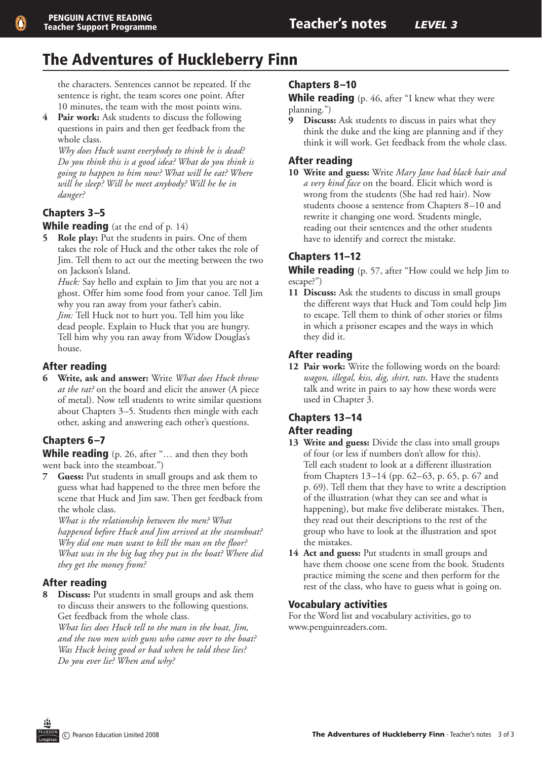# The Adventures of Huckleberry Finn

the characters. Sentences cannot be repeated. If the sentence is right, the team scores one point. After 10 minutes, the team with the most points wins.

4 **Pair work:** Ask students to discuss the following questions in pairs and then get feedback from the whole class.
*Why does Huck want everybody to think he is dead? Do you think this is a good idea? What do you think is going to happen to him now? What will he eat? Where will he sleep? Will he meet anybody? Will he be in danger?*

### Chapters 3–5

**While reading** (at the end of p. 14)

5 **Role play:** Put the students in pairs. One of them takes the role of Huck and the other takes the role of Jim. Tell them to act out the meeting between the two on Jackson's Island.
*Huck:* Say hello and explain to Jim that you are not a ghost. Offer him some food from your canoe. Tell Jim why you ran away from your father's cabin.
*Jim:* Tell Huck not to hurt you. Tell him you like dead people. Explain to Huck that you are hungry. Tell him why you ran away from Widow Douglas's house.

### After reading

6 **Write, ask and answer:** Write *What does Huck throw at the rat?* on the board and elicit the answer (A piece of metal). Now tell students to write similar questions about Chapters 3–5. Students then mingle with each other, asking and answering each other's questions.

### Chapters 6–7

**While reading** (p. 26, after "… and then they both went back into the steamboat.")

7 **Guess:** Put students in small groups and ask them to guess what had happened to the three men before the scene that Huck and Jim saw. Then get feedback from the whole class.
*What is the relationship between the men? What happened before Huck and Jim arrived at the steamboat? Why did one man want to kill the man on the floor? What was in the big bag they put in the boat? Where did they get the money from?*

### After reading

8 **Discuss:** Put students in small groups and ask them to discuss their answers to the following questions. Get feedback from the whole class.
*What lies does Huck tell to the man in the boat, Jim, and the two men with guns who came over to the boat? Was Huck being good or bad when he told these lies? Do you ever lie? When and why?*

### Chapters 8–10

**While reading** (p. 46, after "I knew what they were planning.")

9 **Discuss:** Ask students to discuss in pairs what they think the duke and the king are planning and if they think it will work. Get feedback from the whole class.

### After reading

10 **Write and guess:** Write *Mary Jane had black hair and a very kind face* on the board. Elicit which word is wrong from the students (She had red hair). Now students choose a sentence from Chapters 8–10 and rewrite it changing one word. Students mingle, reading out their sentences and the other students have to identify and correct the mistake.

### Chapters 11–12

**While reading** (p. 57, after "How could we help Jim to escape?")

11 **Discuss:** Ask the students to discuss in small groups the different ways that Huck and Tom could help Jim to escape. Tell them to think of other stories or films in which a prisoner escapes and the ways in which they did it.

### After reading

12 **Pair work:** Write the following words on the board: *wagon, illegal, kiss, dig, shirt, rats*. Have the students talk and write in pairs to say how these words were used in Chapter 3.

### Chapters 13–14

### After reading

13 **Write and guess:** Divide the class into small groups of four (or less if numbers don't allow for this). Tell each student to look at a different illustration from Chapters 13–14 (pp. 62–63, p. 65, p. 67 and p. 69). Tell them that they have to write a description of the illustration (what they can see and what is happening), but make five deliberate mistakes. Then, they read out their descriptions to the rest of the group who have to look at the illustration and spot the mistakes.

14 **Act and guess:** Put students in small groups and have them choose one scene from the book. Students practice miming the scene and then perform for the rest of the class, who have to guess what is going on.

### Vocabulary activities

For the Word list and vocabulary activities, go to www.penguinreaders.com.